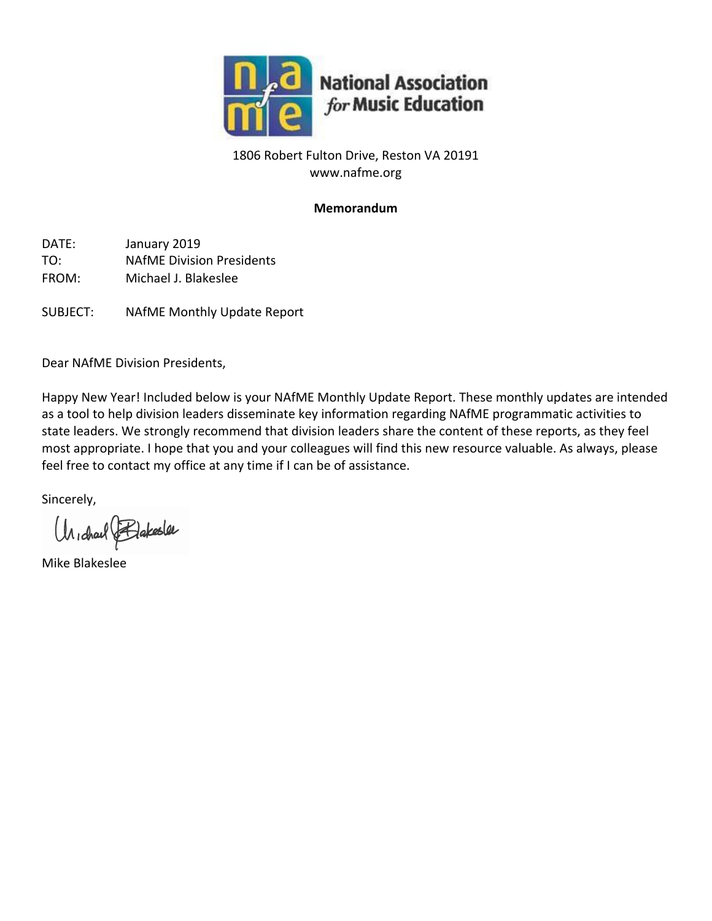**National Association *for* Music Education**

1806 Robert Fulton Drive, Reston VA 20191
www.nafme.org

**Memorandum**

DATE: January 2019
TO: NAfME Division Presidents
FROM: Michael J. Blakeslee

SUBJECT: NAfME Monthly Update Report

Dear NAfME Division Presidents,

Happy New Year! Included below is your NAfME Monthly Update Report. These monthly updates are intended as a tool to help division leaders disseminate key information regarding NAfME programmatic activities to state leaders. We strongly recommend that division leaders share the content of these reports, as they feel most appropriate. I hope that you and your colleagues will find this new resource valuable. As always, please feel free to contact my office at any time if I can be of assistance.

Sincerely,

Mike Blakeslee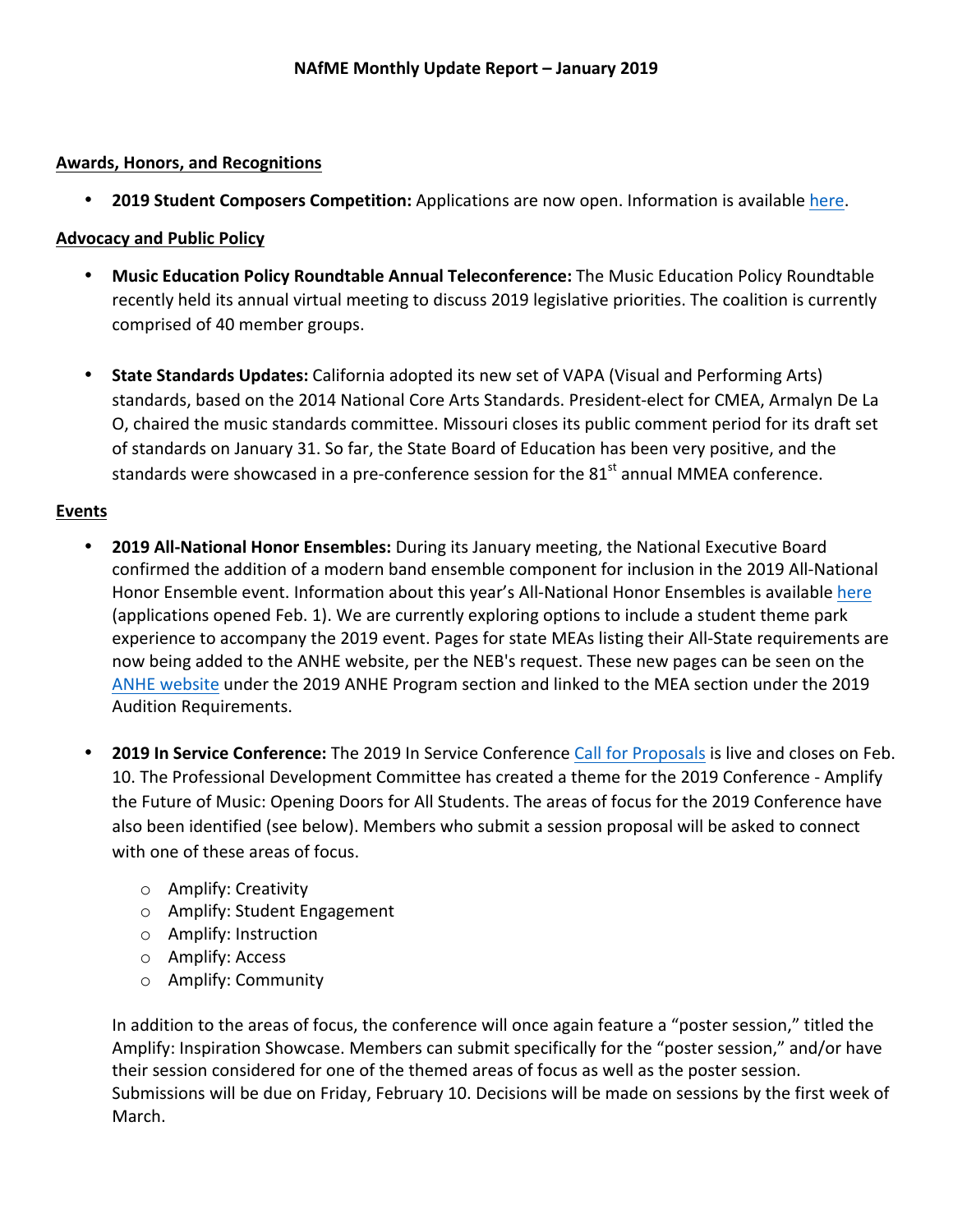**NAfME Monthly Update Report – January 2019**

**Awards, Honors, and Recognitions**

- **2019 Student Composers Competition:** Applications are now open. Information is available here.

**Advocacy and Public Policy**

- **Music Education Policy Roundtable Annual Teleconference:** The Music Education Policy Roundtable recently held its annual virtual meeting to discuss 2019 legislative priorities. The coalition is currently comprised of 40 member groups.

- **State Standards Updates:** California adopted its new set of VAPA (Visual and Performing Arts) standards, based on the 2014 National Core Arts Standards. President-elect for CMEA, Armalyn De La O, chaired the music standards committee. Missouri closes its public comment period for its draft set of standards on January 31. So far, the State Board of Education has been very positive, and the standards were showcased in a pre-conference session for the 81st annual MMEA conference.

**Events**

- **2019 All-National Honor Ensembles:** During its January meeting, the National Executive Board confirmed the addition of a modern band ensemble component for inclusion in the 2019 All-National Honor Ensemble event. Information about this year's All-National Honor Ensembles is available here (applications opened Feb. 1). We are currently exploring options to include a student theme park experience to accompany the 2019 event. Pages for state MEAs listing their All-State requirements are now being added to the ANHE website, per the NEB's request. These new pages can be seen on the ANHE website under the 2019 ANHE Program section and linked to the MEA section under the 2019 Audition Requirements.

- **2019 In Service Conference:** The 2019 In Service Conference Call for Proposals is live and closes on Feb. 10. The Professional Development Committee has created a theme for the 2019 Conference - Amplify the Future of Music: Opening Doors for All Students. The areas of focus for the 2019 Conference have also been identified (see below). Members who submit a session proposal will be asked to connect with one of these areas of focus.

  - Amplify: Creativity
  - Amplify: Student Engagement
  - Amplify: Instruction
  - Amplify: Access
  - Amplify: Community

  In addition to the areas of focus, the conference will once again feature a "poster session," titled the Amplify: Inspiration Showcase. Members can submit specifically for the "poster session," and/or have their session considered for one of the themed areas of focus as well as the poster session. Submissions will be due on Friday, February 10. Decisions will be made on sessions by the first week of March.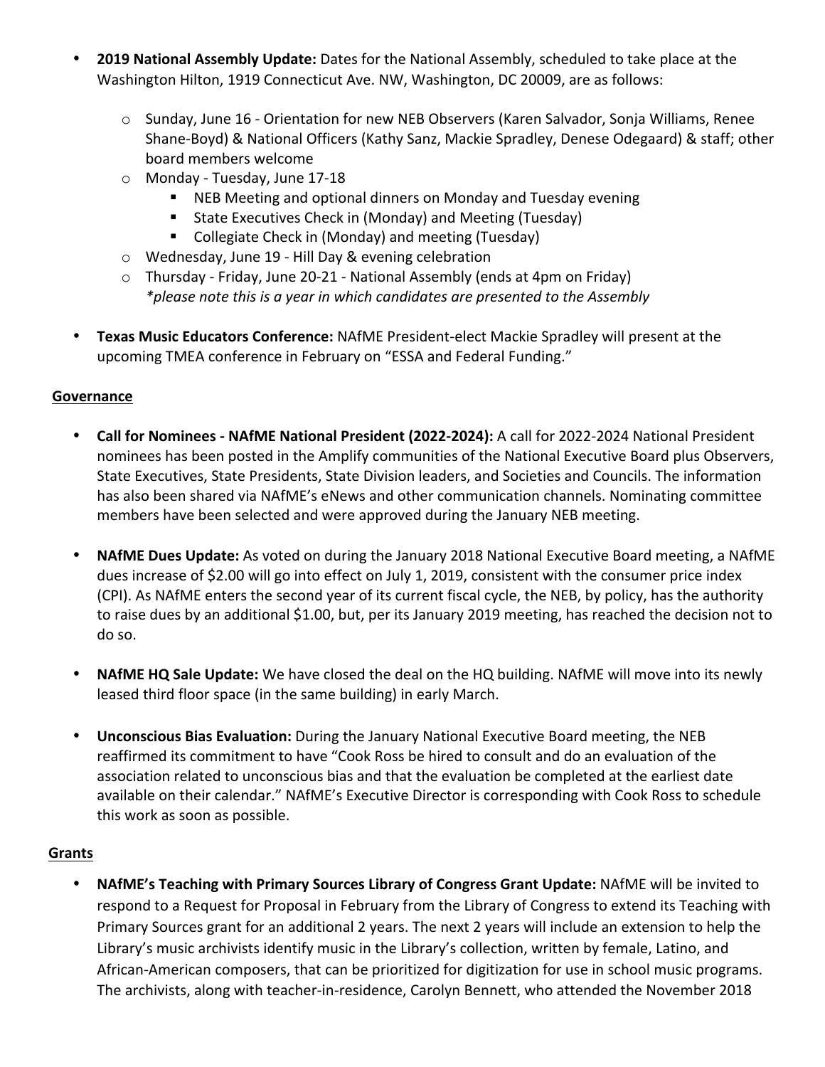- **2019 National Assembly Update:** Dates for the National Assembly, scheduled to take place at the Washington Hilton, 1919 Connecticut Ave. NW, Washington, DC 20009, are as follows:
  - Sunday, June 16 - Orientation for new NEB Observers (Karen Salvador, Sonja Williams, Renee Shane-Boyd) & National Officers (Kathy Sanz, Mackie Spradley, Denese Odegaard) & staff; other board members welcome
  - Monday - Tuesday, June 17-18
    - NEB Meeting and optional dinners on Monday and Tuesday evening
    - State Executives Check in (Monday) and Meeting (Tuesday)
    - Collegiate Check in (Monday) and meeting (Tuesday)
  - Wednesday, June 19 - Hill Day & evening celebration
  - Thursday - Friday, June 20-21 - National Assembly (ends at 4pm on Friday)
    *\*please note this is a year in which candidates are presented to the Assembly*

- **Texas Music Educators Conference:** NAfME President-elect Mackie Spradley will present at the upcoming TMEA conference in February on "ESSA and Federal Funding."

## Governance

- **Call for Nominees - NAfME National President (2022-2024):** A call for 2022-2024 National President nominees has been posted in the Amplify communities of the National Executive Board plus Observers, State Executives, State Presidents, State Division leaders, and Societies and Councils. The information has also been shared via NAfME's eNews and other communication channels. Nominating committee members have been selected and were approved during the January NEB meeting.

- **NAfME Dues Update:** As voted on during the January 2018 National Executive Board meeting, a NAfME dues increase of $2.00 will go into effect on July 1, 2019, consistent with the consumer price index (CPI). As NAfME enters the second year of its current fiscal cycle, the NEB, by policy, has the authority to raise dues by an additional $1.00, but, per its January 2019 meeting, has reached the decision not to do so.

- **NAfME HQ Sale Update:** We have closed the deal on the HQ building. NAfME will move into its newly leased third floor space (in the same building) in early March.

- **Unconscious Bias Evaluation:** During the January National Executive Board meeting, the NEB reaffirmed its commitment to have "Cook Ross be hired to consult and do an evaluation of the association related to unconscious bias and that the evaluation be completed at the earliest date available on their calendar." NAfME's Executive Director is corresponding with Cook Ross to schedule this work as soon as possible.

## Grants

- **NAfME's Teaching with Primary Sources Library of Congress Grant Update:** NAfME will be invited to respond to a Request for Proposal in February from the Library of Congress to extend its Teaching with Primary Sources grant for an additional 2 years. The next 2 years will include an extension to help the Library's music archivists identify music in the Library's collection, written by female, Latino, and African-American composers, that can be prioritized for digitization for use in school music programs. The archivists, along with teacher-in-residence, Carolyn Bennett, who attended the November 2018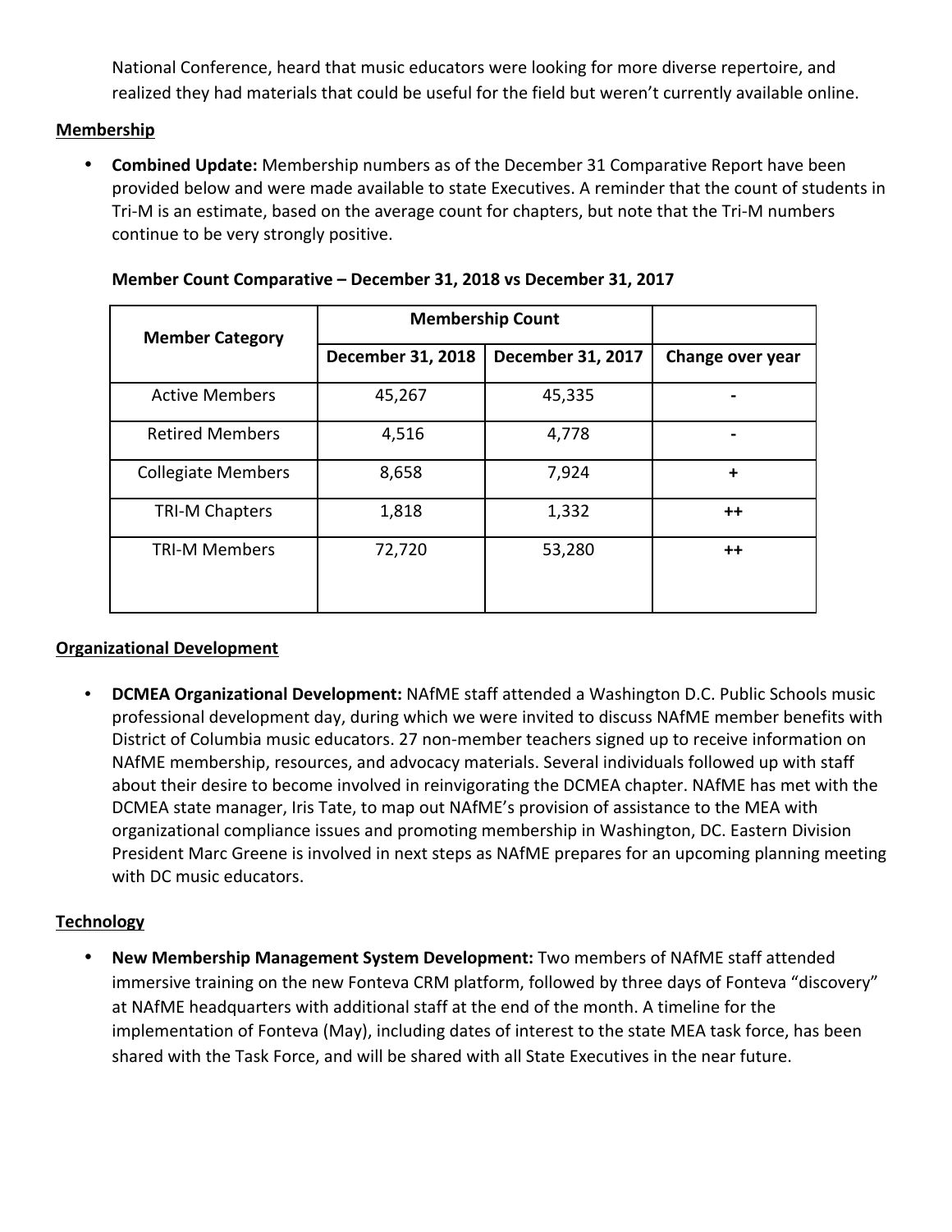National Conference, heard that music educators were looking for more diverse repertoire, and realized they had materials that could be useful for the field but weren't currently available online.

**Membership**

- **Combined Update:** Membership numbers as of the December 31 Comparative Report have been provided below and were made available to state Executives. A reminder that the count of students in Tri-M is an estimate, based on the average count for chapters, but note that the Tri-M numbers continue to be very strongly positive.

**Member Count Comparative – December 31, 2018 vs December 31, 2017**

| Member Category | Membership Count | | |
|---|---|---|---|
| | December 31, 2018 | December 31, 2017 | Change over year |
| Active Members | 45,267 | 45,335 | - |
| Retired Members | 4,516 | 4,778 | - |
| Collegiate Members | 8,658 | 7,924 | + |
| TRI-M Chapters | 1,818 | 1,332 | ++ |
| TRI-M Members | 72,720 | 53,280 | ++ |

**Organizational Development**

- **DCMEA Organizational Development:** NAfME staff attended a Washington D.C. Public Schools music professional development day, during which we were invited to discuss NAfME member benefits with District of Columbia music educators. 27 non-member teachers signed up to receive information on NAfME membership, resources, and advocacy materials. Several individuals followed up with staff about their desire to become involved in reinvigorating the DCMEA chapter. NAfME has met with the DCMEA state manager, Iris Tate, to map out NAfME's provision of assistance to the MEA with organizational compliance issues and promoting membership in Washington, DC. Eastern Division President Marc Greene is involved in next steps as NAfME prepares for an upcoming planning meeting with DC music educators.

**Technology**

- **New Membership Management System Development:** Two members of NAfME staff attended immersive training on the new Fonteva CRM platform, followed by three days of Fonteva "discovery" at NAfME headquarters with additional staff at the end of the month. A timeline for the implementation of Fonteva (May), including dates of interest to the state MEA task force, has been shared with the Task Force, and will be shared with all State Executives in the near future.